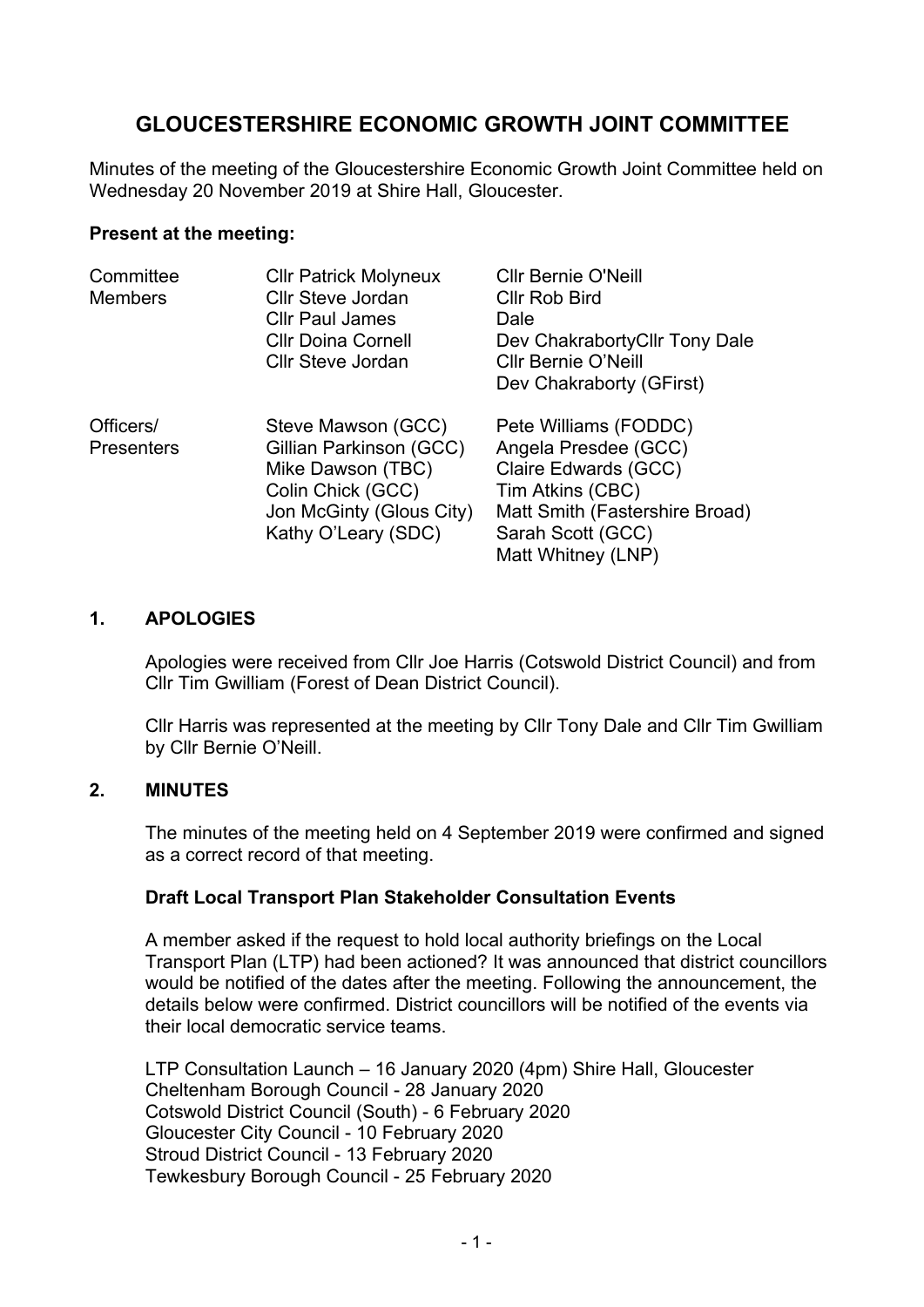# GLOUCESTERSHIRE ECONOMIC GROWTH JOINT COMMITTEE

Minutes of the meeting of the Gloucestershire Economic Growth Joint Committee held on Wednesday 20 November 2019 at Shire Hall, Gloucester.

**Present at the meeting:**

| | | |
|---|---|---|
| Committee Members | Cllr Patrick Molyneux | Cllr Bernie O'Neill |
| | Cllr Steve Jordan | Cllr Rob Bird |
| | Cllr Paul James | Dale |
| | Cllr Doina Cornell | Dev ChakrabortyCllr Tony Dale |
| | Cllr Steve Jordan | Cllr Bernie O'Neill |
| | | Dev Chakraborty (GFirst) |
| Officers/ Presenters | Steve Mawson (GCC) | Pete Williams (FODDC) |
| | Gillian Parkinson (GCC) | Angela Presdee (GCC) |
| | Mike Dawson (TBC) | Claire Edwards (GCC) |
| | Colin Chick (GCC) | Tim Atkins (CBC) |
| | Jon McGinty (Glous City) | Matt Smith (Fastershire Broad) |
| | Kathy O'Leary (SDC) | Sarah Scott (GCC) |
| | | Matt Whitney (LNP) |

## 1. APOLOGIES

Apologies were received from Cllr Joe Harris (Cotswold District Council) and from Cllr Tim Gwilliam (Forest of Dean District Council).

Cllr Harris was represented at the meeting by Cllr Tony Dale and Cllr Tim Gwilliam by Cllr Bernie O'Neill.

## 2. MINUTES

The minutes of the meeting held on 4 September 2019 were confirmed and signed as a correct record of that meeting.

### Draft Local Transport Plan Stakeholder Consultation Events

A member asked if the request to hold local authority briefings on the Local Transport Plan (LTP) had been actioned? It was announced that district councillors would be notified of the dates after the meeting. Following the announcement, the details below were confirmed. District councillors will be notified of the events via their local democratic service teams.

LTP Consultation Launch – 16 January 2020 (4pm) Shire Hall, Gloucester
Cheltenham Borough Council - 28 January 2020
Cotswold District Council (South) - 6 February 2020
Gloucester City Council - 10 February 2020
Stroud District Council - 13 February 2020
Tewkesbury Borough Council - 25 February 2020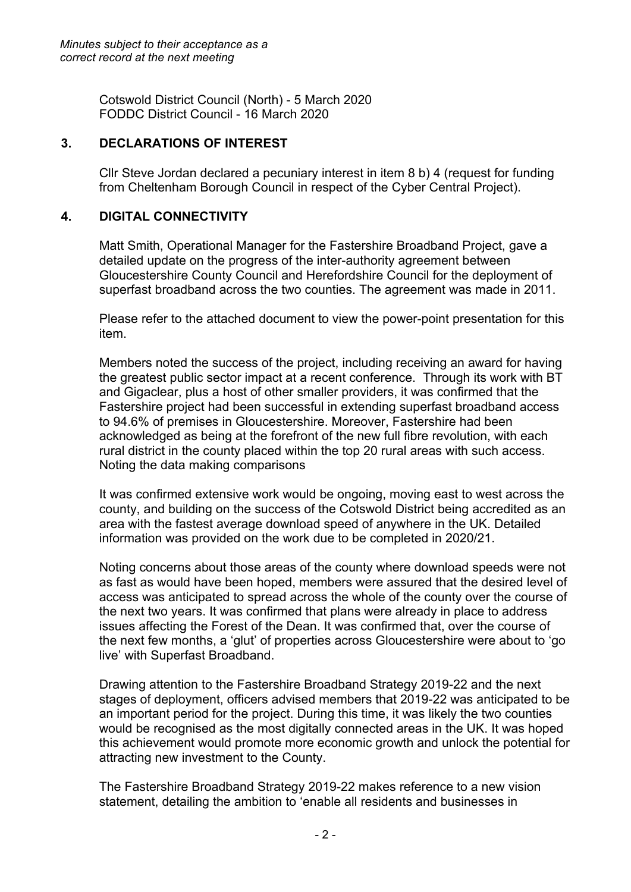*Minutes subject to their acceptance as a correct record at the next meeting*

Cotswold District Council (North) - 5 March 2020
FODDC District Council - 16 March 2020

## 3. DECLARATIONS OF INTEREST

Cllr Steve Jordan declared a pecuniary interest in item 8 b) 4 (request for funding from Cheltenham Borough Council in respect of the Cyber Central Project).

## 4. DIGITAL CONNECTIVITY

Matt Smith, Operational Manager for the Fastershire Broadband Project, gave a detailed update on the progress of the inter-authority agreement between Gloucestershire County Council and Herefordshire Council for the deployment of superfast broadband across the two counties. The agreement was made in 2011.

Please refer to the attached document to view the power-point presentation for this item.

Members noted the success of the project, including receiving an award for having the greatest public sector impact at a recent conference. Through its work with BT and Gigaclear, plus a host of other smaller providers, it was confirmed that the Fastershire project had been successful in extending superfast broadband access to 94.6% of premises in Gloucestershire. Moreover, Fastershire had been acknowledged as being at the forefront of the new full fibre revolution, with each rural district in the county placed within the top 20 rural areas with such access. Noting the data making comparisons

It was confirmed extensive work would be ongoing, moving east to west across the county, and building on the success of the Cotswold District being accredited as an area with the fastest average download speed of anywhere in the UK. Detailed information was provided on the work due to be completed in 2020/21.

Noting concerns about those areas of the county where download speeds were not as fast as would have been hoped, members were assured that the desired level of access was anticipated to spread across the whole of the county over the course of the next two years. It was confirmed that plans were already in place to address issues affecting the Forest of the Dean. It was confirmed that, over the course of the next few months, a 'glut' of properties across Gloucestershire were about to 'go live' with Superfast Broadband.

Drawing attention to the Fastershire Broadband Strategy 2019-22 and the next stages of deployment, officers advised members that 2019-22 was anticipated to be an important period for the project. During this time, it was likely the two counties would be recognised as the most digitally connected areas in the UK. It was hoped this achievement would promote more economic growth and unlock the potential for attracting new investment to the County.

The Fastershire Broadband Strategy 2019-22 makes reference to a new vision statement, detailing the ambition to 'enable all residents and businesses in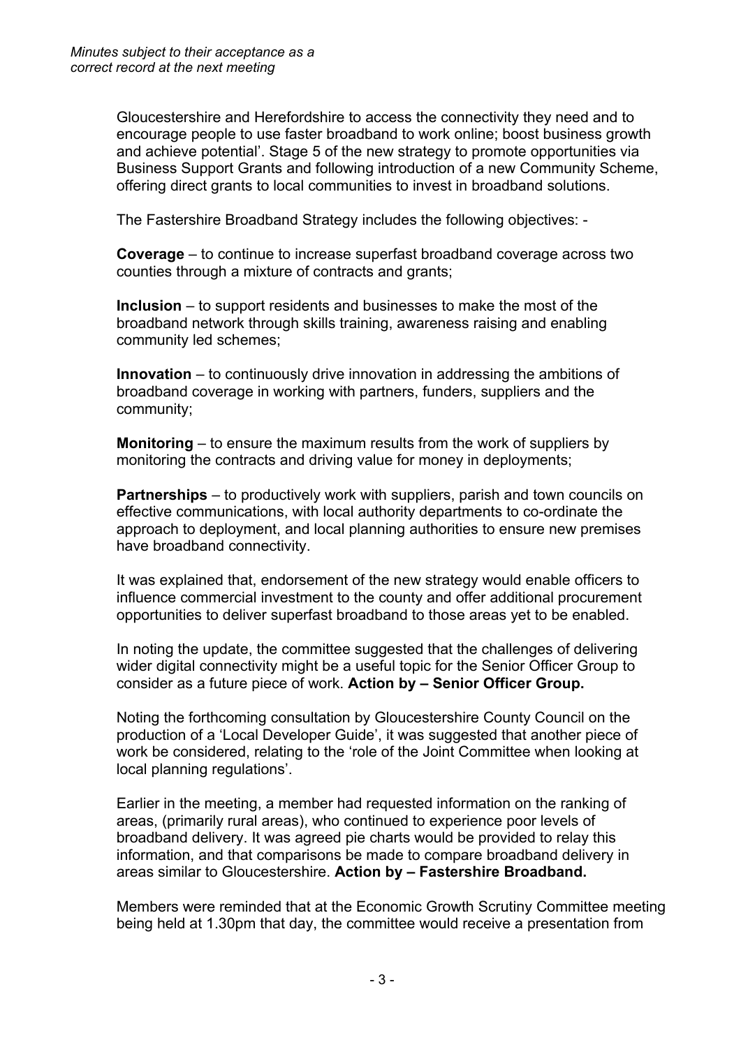*Minutes subject to their acceptance as a correct record at the next meeting*

Gloucestershire and Herefordshire to access the connectivity they need and to encourage people to use faster broadband to work online; boost business growth and achieve potential'. Stage 5 of the new strategy to promote opportunities via Business Support Grants and following introduction of a new Community Scheme, offering direct grants to local communities to invest in broadband solutions.

The Fastershire Broadband Strategy includes the following objectives: -

**Coverage** – to continue to increase superfast broadband coverage across two counties through a mixture of contracts and grants;

**Inclusion** – to support residents and businesses to make the most of the broadband network through skills training, awareness raising and enabling community led schemes;

**Innovation** – to continuously drive innovation in addressing the ambitions of broadband coverage in working with partners, funders, suppliers and the community;

**Monitoring** – to ensure the maximum results from the work of suppliers by monitoring the contracts and driving value for money in deployments;

**Partnerships** – to productively work with suppliers, parish and town councils on effective communications, with local authority departments to co-ordinate the approach to deployment, and local planning authorities to ensure new premises have broadband connectivity.

It was explained that, endorsement of the new strategy would enable officers to influence commercial investment to the county and offer additional procurement opportunities to deliver superfast broadband to those areas yet to be enabled.

In noting the update, the committee suggested that the challenges of delivering wider digital connectivity might be a useful topic for the Senior Officer Group to consider as a future piece of work. **Action by – Senior Officer Group.**

Noting the forthcoming consultation by Gloucestershire County Council on the production of a 'Local Developer Guide', it was suggested that another piece of work be considered, relating to the 'role of the Joint Committee when looking at local planning regulations'.

Earlier in the meeting, a member had requested information on the ranking of areas, (primarily rural areas), who continued to experience poor levels of broadband delivery. It was agreed pie charts would be provided to relay this information, and that comparisons be made to compare broadband delivery in areas similar to Gloucestershire. **Action by – Fastershire Broadband.**

Members were reminded that at the Economic Growth Scrutiny Committee meeting being held at 1.30pm that day, the committee would receive a presentation from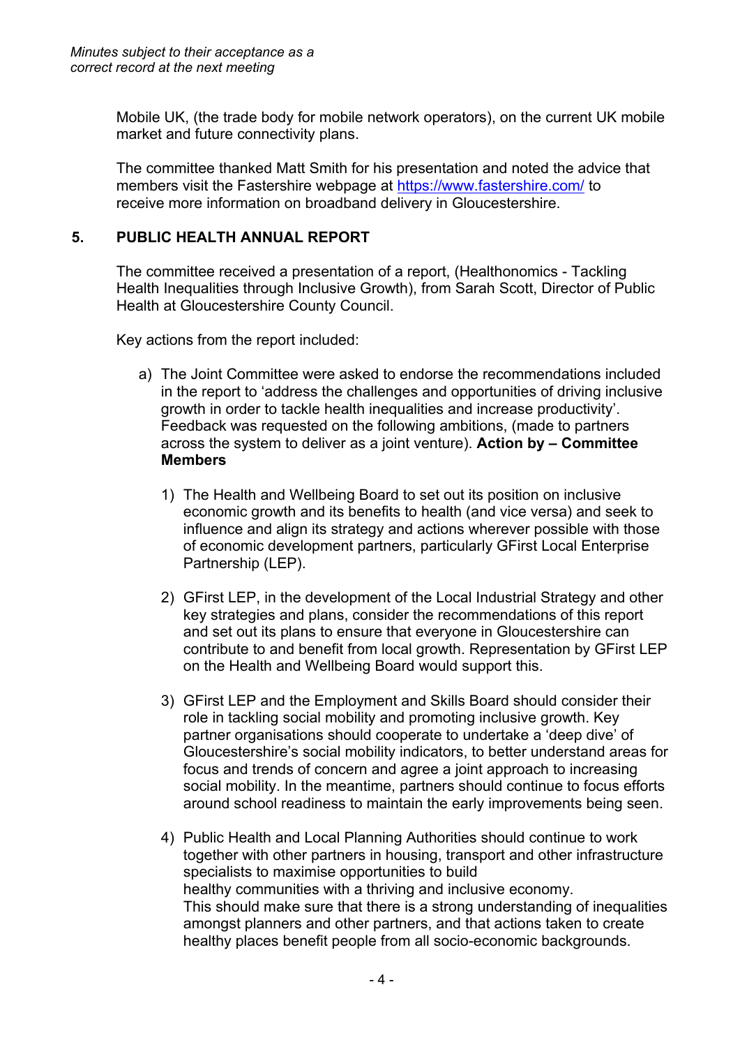Mobile UK, (the trade body for mobile network operators), on the current UK mobile market and future connectivity plans.

The committee thanked Matt Smith for his presentation and noted the advice that members visit the Fastershire webpage at https://www.fastershire.com/ to receive more information on broadband delivery in Gloucestershire.

## 5. PUBLIC HEALTH ANNUAL REPORT

The committee received a presentation of a report, (Healthonomics - Tackling Health Inequalities through Inclusive Growth), from Sarah Scott, Director of Public Health at Gloucestershire County Council.

Key actions from the report included:

a) The Joint Committee were asked to endorse the recommendations included in the report to 'address the challenges and opportunities of driving inclusive growth in order to tackle health inequalities and increase productivity'. Feedback was requested on the following ambitions, (made to partners across the system to deliver as a joint venture). **Action by – Committee Members**

   1) The Health and Wellbeing Board to set out its position on inclusive economic growth and its benefits to health (and vice versa) and seek to influence and align its strategy and actions wherever possible with those of economic development partners, particularly GFirst Local Enterprise Partnership (LEP).

   2) GFirst LEP, in the development of the Local Industrial Strategy and other key strategies and plans, consider the recommendations of this report and set out its plans to ensure that everyone in Gloucestershire can contribute to and benefit from local growth. Representation by GFirst LEP on the Health and Wellbeing Board would support this.

   3) GFirst LEP and the Employment and Skills Board should consider their role in tackling social mobility and promoting inclusive growth. Key partner organisations should cooperate to undertake a 'deep dive' of Gloucestershire's social mobility indicators, to better understand areas for focus and trends of concern and agree a joint approach to increasing social mobility. In the meantime, partners should continue to focus efforts around school readiness to maintain the early improvements being seen.

   4) Public Health and Local Planning Authorities should continue to work together with other partners in housing, transport and other infrastructure specialists to maximise opportunities to build healthy communities with a thriving and inclusive economy. This should make sure that there is a strong understanding of inequalities amongst planners and other partners, and that actions taken to create healthy places benefit people from all socio-economic backgrounds.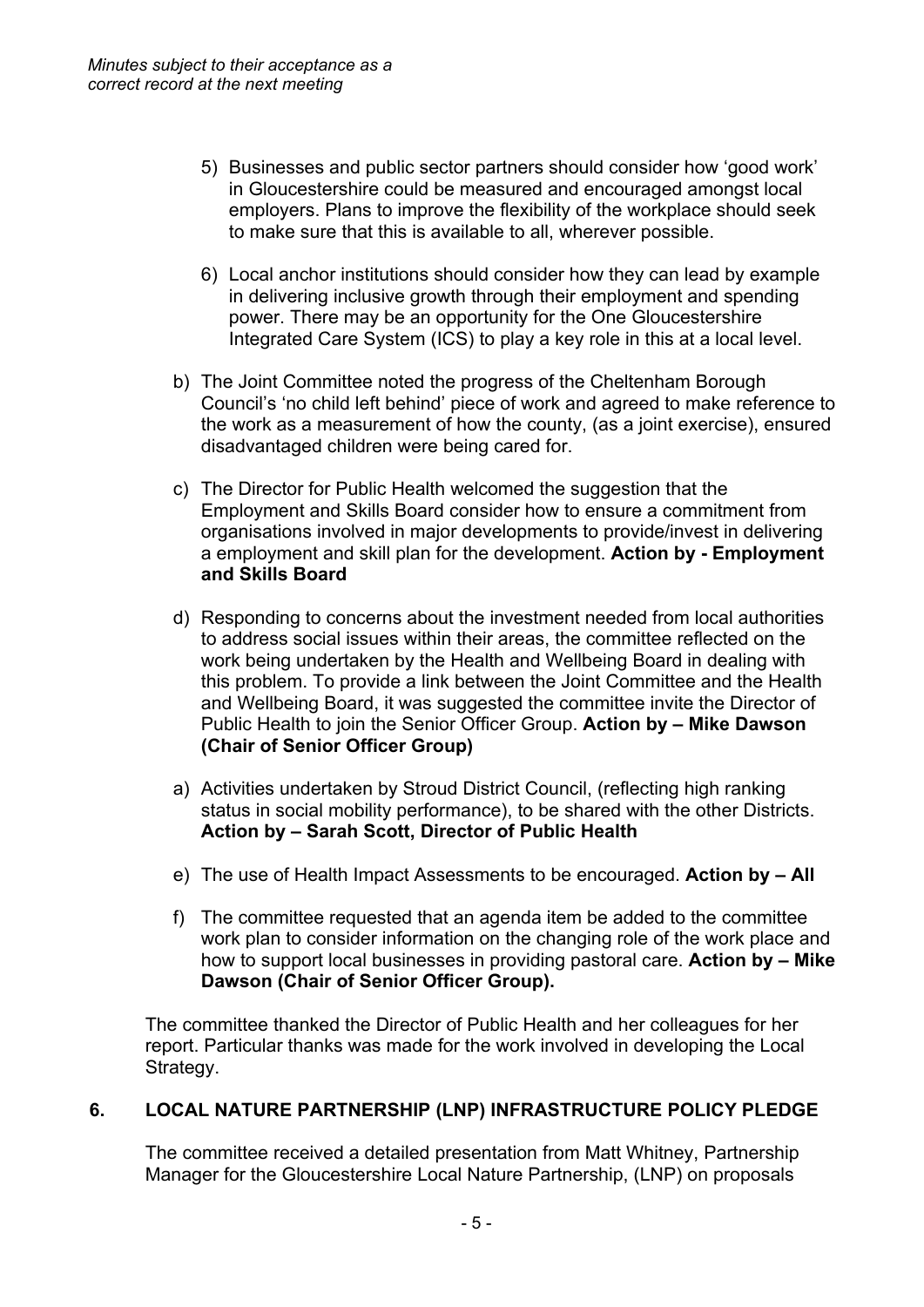*Minutes subject to their acceptance as a correct record at the next meeting*

5) Businesses and public sector partners should consider how 'good work' in Gloucestershire could be measured and encouraged amongst local employers. Plans to improve the flexibility of the workplace should seek to make sure that this is available to all, wherever possible.

6) Local anchor institutions should consider how they can lead by example in delivering inclusive growth through their employment and spending power. There may be an opportunity for the One Gloucestershire Integrated Care System (ICS) to play a key role in this at a local level.

b) The Joint Committee noted the progress of the Cheltenham Borough Council's 'no child left behind' piece of work and agreed to make reference to the work as a measurement of how the county, (as a joint exercise), ensured disadvantaged children were being cared for.

c) The Director for Public Health welcomed the suggestion that the Employment and Skills Board consider how to ensure a commitment from organisations involved in major developments to provide/invest in delivering a employment and skill plan for the development. **Action by - Employment and Skills Board**

d) Responding to concerns about the investment needed from local authorities to address social issues within their areas, the committee reflected on the work being undertaken by the Health and Wellbeing Board in dealing with this problem. To provide a link between the Joint Committee and the Health and Wellbeing Board, it was suggested the committee invite the Director of Public Health to join the Senior Officer Group. **Action by – Mike Dawson (Chair of Senior Officer Group)**

a) Activities undertaken by Stroud District Council, (reflecting high ranking status in social mobility performance), to be shared with the other Districts. **Action by – Sarah Scott, Director of Public Health**

e) The use of Health Impact Assessments to be encouraged. **Action by – All**

f) The committee requested that an agenda item be added to the committee work plan to consider information on the changing role of the work place and how to support local businesses in providing pastoral care. **Action by – Mike Dawson (Chair of Senior Officer Group).**

The committee thanked the Director of Public Health and her colleagues for her report. Particular thanks was made for the work involved in developing the Local Strategy.

## 6. LOCAL NATURE PARTNERSHIP (LNP) INFRASTRUCTURE POLICY PLEDGE

The committee received a detailed presentation from Matt Whitney, Partnership Manager for the Gloucestershire Local Nature Partnership, (LNP) on proposals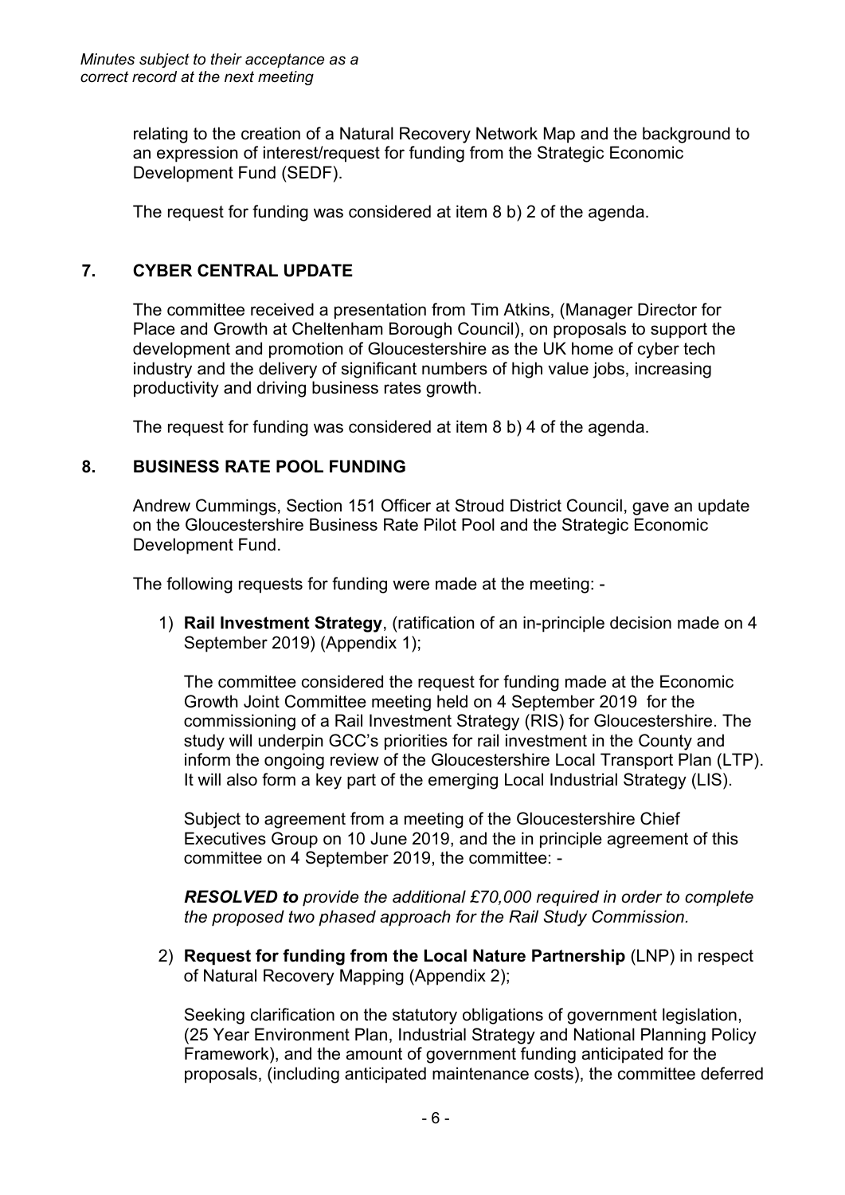relating to the creation of a Natural Recovery Network Map and the background to an expression of interest/request for funding from the Strategic Economic Development Fund (SEDF).

The request for funding was considered at item 8 b) 2 of the agenda.

## 7. CYBER CENTRAL UPDATE

The committee received a presentation from Tim Atkins, (Manager Director for Place and Growth at Cheltenham Borough Council), on proposals to support the development and promotion of Gloucestershire as the UK home of cyber tech industry and the delivery of significant numbers of high value jobs, increasing productivity and driving business rates growth.

The request for funding was considered at item 8 b) 4 of the agenda.

## 8. BUSINESS RATE POOL FUNDING

Andrew Cummings, Section 151 Officer at Stroud District Council, gave an update on the Gloucestershire Business Rate Pilot Pool and the Strategic Economic Development Fund.

The following requests for funding were made at the meeting: -

1) **Rail Investment Strategy**, (ratification of an in-principle decision made on 4 September 2019) (Appendix 1);

   The committee considered the request for funding made at the Economic Growth Joint Committee meeting held on 4 September 2019 for the commissioning of a Rail Investment Strategy (RIS) for Gloucestershire. The study will underpin GCC's priorities for rail investment in the County and inform the ongoing review of the Gloucestershire Local Transport Plan (LTP). It will also form a key part of the emerging Local Industrial Strategy (LIS).

   Subject to agreement from a meeting of the Gloucestershire Chief Executives Group on 10 June 2019, and the in principle agreement of this committee on 4 September 2019, the committee: -

   ***RESOLVED to** provide the additional £70,000 required in order to complete the proposed two phased approach for the Rail Study Commission.*

2) **Request for funding from the Local Nature Partnership** (LNP) in respect of Natural Recovery Mapping (Appendix 2);

   Seeking clarification on the statutory obligations of government legislation, (25 Year Environment Plan, Industrial Strategy and National Planning Policy Framework), and the amount of government funding anticipated for the proposals, (including anticipated maintenance costs), the committee deferred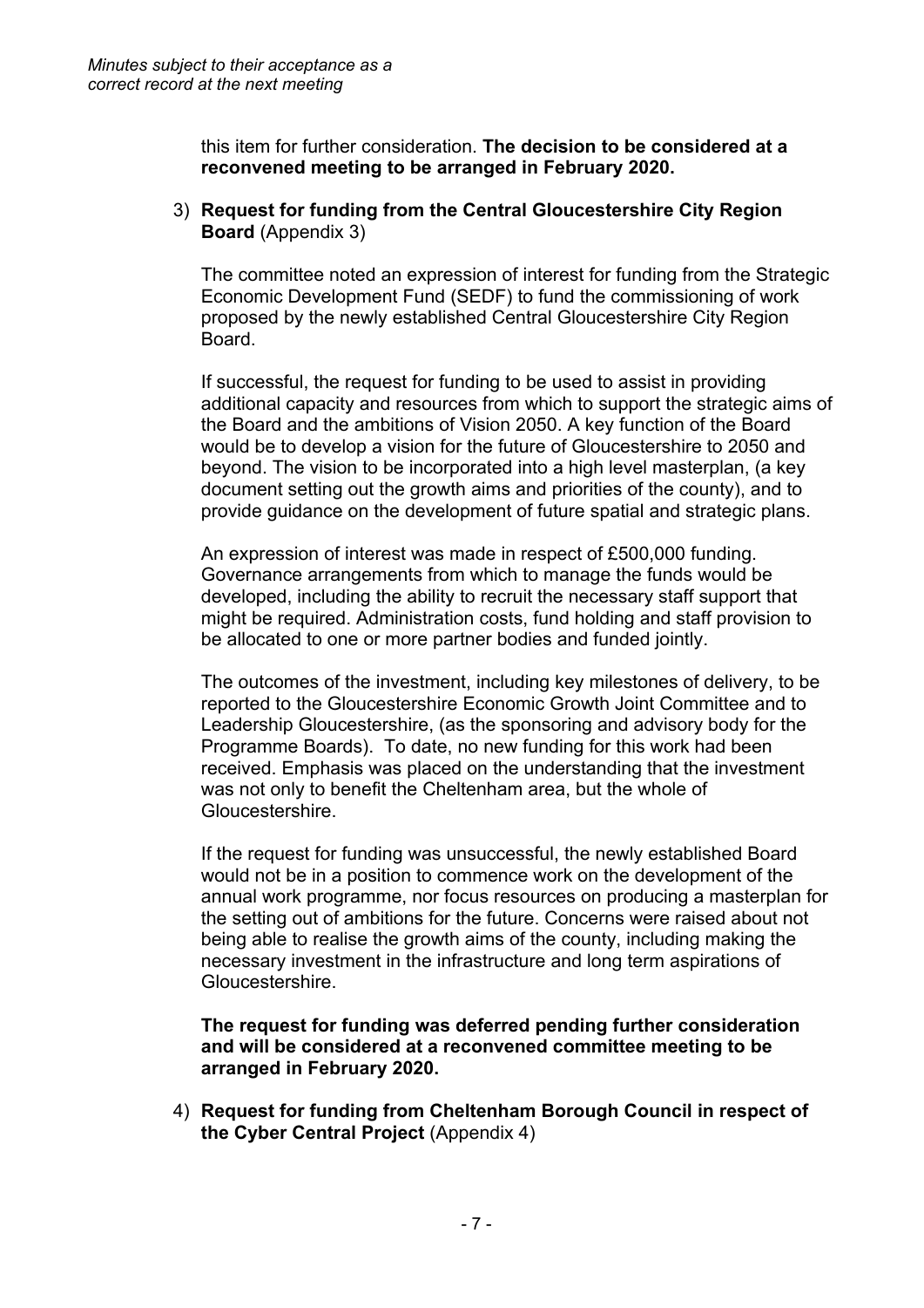this item for further consideration. **The decision to be considered at a reconvened meeting to be arranged in February 2020.**

3) **Request for funding from the Central Gloucestershire City Region Board** (Appendix 3)

   The committee noted an expression of interest for funding from the Strategic Economic Development Fund (SEDF) to fund the commissioning of work proposed by the newly established Central Gloucestershire City Region Board.

   If successful, the request for funding to be used to assist in providing additional capacity and resources from which to support the strategic aims of the Board and the ambitions of Vision 2050. A key function of the Board would be to develop a vision for the future of Gloucestershire to 2050 and beyond. The vision to be incorporated into a high level masterplan, (a key document setting out the growth aims and priorities of the county), and to provide guidance on the development of future spatial and strategic plans.

   An expression of interest was made in respect of £500,000 funding. Governance arrangements from which to manage the funds would be developed, including the ability to recruit the necessary staff support that might be required. Administration costs, fund holding and staff provision to be allocated to one or more partner bodies and funded jointly.

   The outcomes of the investment, including key milestones of delivery, to be reported to the Gloucestershire Economic Growth Joint Committee and to Leadership Gloucestershire, (as the sponsoring and advisory body for the Programme Boards). To date, no new funding for this work had been received. Emphasis was placed on the understanding that the investment was not only to benefit the Cheltenham area, but the whole of Gloucestershire.

   If the request for funding was unsuccessful, the newly established Board would not be in a position to commence work on the development of the annual work programme, nor focus resources on producing a masterplan for the setting out of ambitions for the future. Concerns were raised about not being able to realise the growth aims of the county, including making the necessary investment in the infrastructure and long term aspirations of Gloucestershire.

   **The request for funding was deferred pending further consideration and will be considered at a reconvened committee meeting to be arranged in February 2020.**

4) **Request for funding from Cheltenham Borough Council in respect of the Cyber Central Project** (Appendix 4)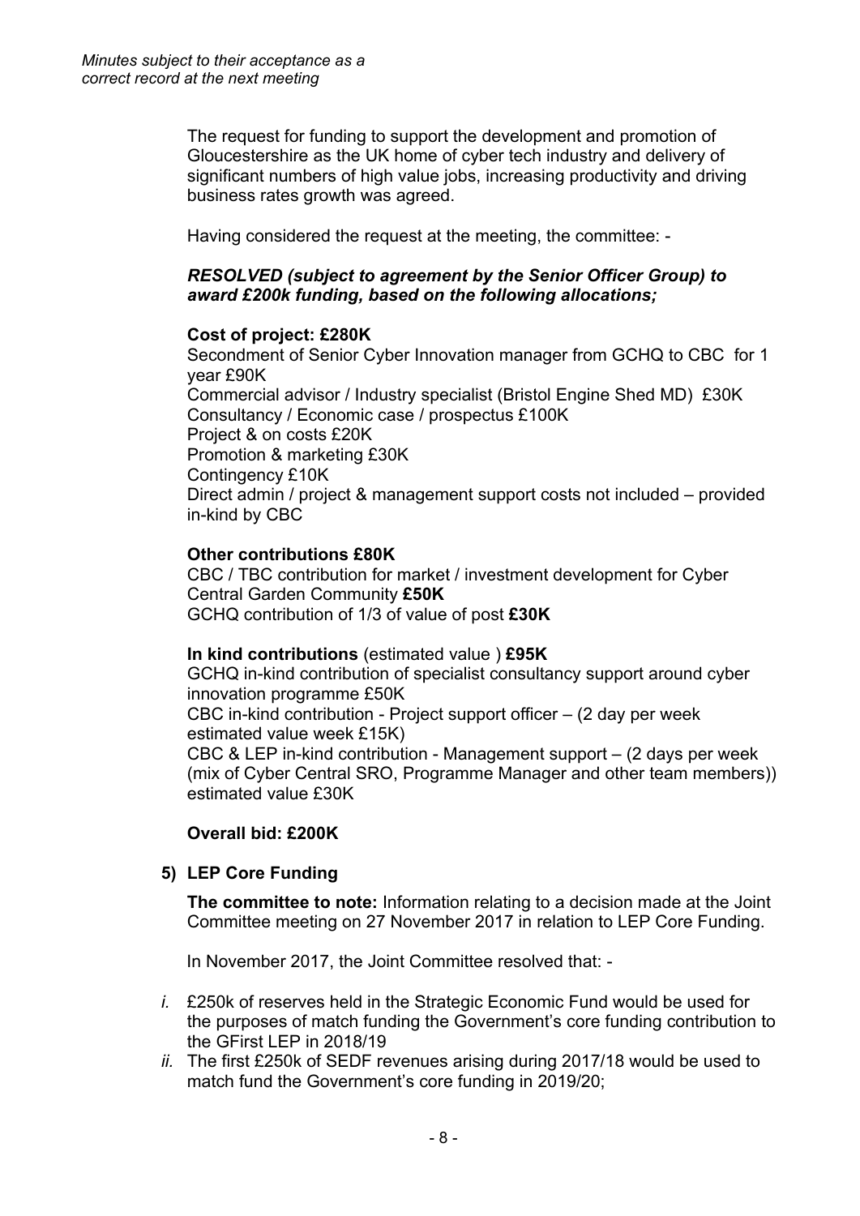*Minutes subject to their acceptance as a correct record at the next meeting*

The request for funding to support the development and promotion of Gloucestershire as the UK home of cyber tech industry and delivery of significant numbers of high value jobs, increasing productivity and driving business rates growth was agreed.

Having considered the request at the meeting, the committee: -

***RESOLVED (subject to agreement by the Senior Officer Group) to award £200k funding, based on the following allocations;***

**Cost of project: £280K**
Secondment of Senior Cyber Innovation manager from GCHQ to CBC for 1 year £90K
Commercial advisor / Industry specialist (Bristol Engine Shed MD) £30K
Consultancy / Economic case / prospectus £100K
Project & on costs £20K
Promotion & marketing £30K
Contingency £10K
Direct admin / project & management support costs not included – provided in-kind by CBC

**Other contributions £80K**
CBC / TBC contribution for market / investment development for Cyber Central Garden Community **£50K**
GCHQ contribution of 1/3 of value of post **£30K**

**In kind contributions** (estimated value ) **£95K**
GCHQ in-kind contribution of specialist consultancy support around cyber innovation programme £50K
CBC in-kind contribution - Project support officer – (2 day per week estimated value week £15K)
CBC & LEP in-kind contribution - Management support – (2 days per week (mix of Cyber Central SRO, Programme Manager and other team members)) estimated value £30K

**Overall bid: £200K**

**5) LEP Core Funding**

**The committee to note:** Information relating to a decision made at the Joint Committee meeting on 27 November 2017 in relation to LEP Core Funding.

In November 2017, the Joint Committee resolved that: -

*i.* £250k of reserves held in the Strategic Economic Fund would be used for the purposes of match funding the Government's core funding contribution to the GFirst LEP in 2018/19

*ii.* The first £250k of SEDF revenues arising during 2017/18 would be used to match fund the Government's core funding in 2019/20;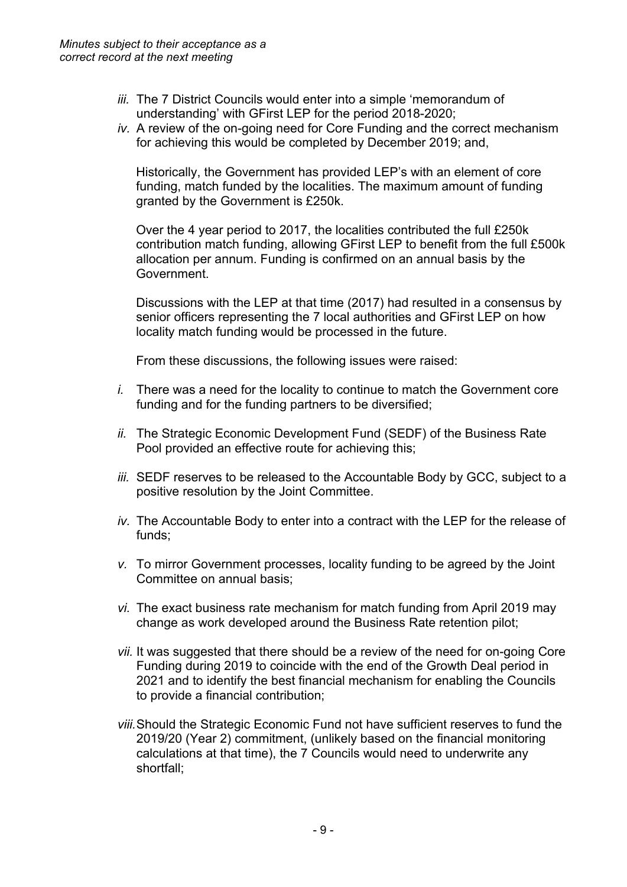*iii.* The 7 District Councils would enter into a simple 'memorandum of understanding' with GFirst LEP for the period 2018-2020;

*iv.* A review of the on-going need for Core Funding and the correct mechanism for achieving this would be completed by December 2019; and,

Historically, the Government has provided LEP's with an element of core funding, match funded by the localities. The maximum amount of funding granted by the Government is £250k.

Over the 4 year period to 2017, the localities contributed the full £250k contribution match funding, allowing GFirst LEP to benefit from the full £500k allocation per annum. Funding is confirmed on an annual basis by the Government.

Discussions with the LEP at that time (2017) had resulted in a consensus by senior officers representing the 7 local authorities and GFirst LEP on how locality match funding would be processed in the future.

From these discussions, the following issues were raised:

*i.* There was a need for the locality to continue to match the Government core funding and for the funding partners to be diversified;

*ii.* The Strategic Economic Development Fund (SEDF) of the Business Rate Pool provided an effective route for achieving this;

*iii.* SEDF reserves to be released to the Accountable Body by GCC, subject to a positive resolution by the Joint Committee.

*iv.* The Accountable Body to enter into a contract with the LEP for the release of funds;

*v.* To mirror Government processes, locality funding to be agreed by the Joint Committee on annual basis;

*vi.* The exact business rate mechanism for match funding from April 2019 may change as work developed around the Business Rate retention pilot;

*vii.* It was suggested that there should be a review of the need for on-going Core Funding during 2019 to coincide with the end of the Growth Deal period in 2021 and to identify the best financial mechanism for enabling the Councils to provide a financial contribution;

*viii.* Should the Strategic Economic Fund not have sufficient reserves to fund the 2019/20 (Year 2) commitment, (unlikely based on the financial monitoring calculations at that time), the 7 Councils would need to underwrite any shortfall;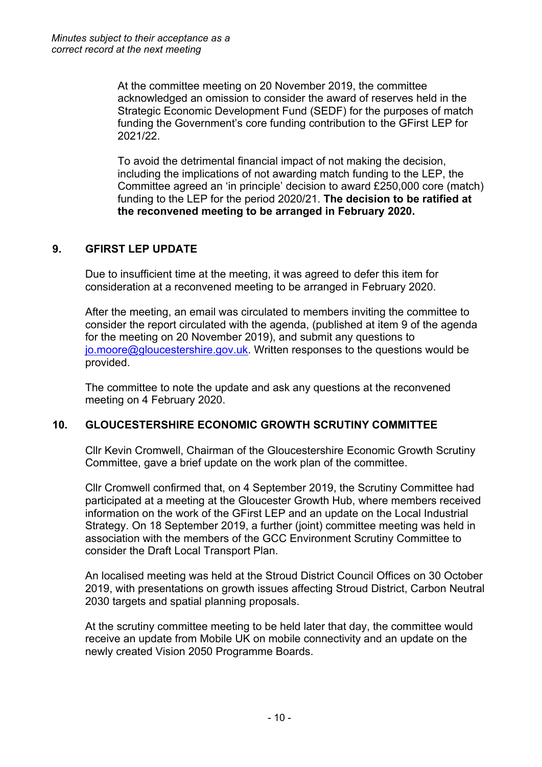At the committee meeting on 20 November 2019, the committee acknowledged an omission to consider the award of reserves held in the Strategic Economic Development Fund (SEDF) for the purposes of match funding the Government's core funding contribution to the GFirst LEP for 2021/22.

To avoid the detrimental financial impact of not making the decision, including the implications of not awarding match funding to the LEP, the Committee agreed an 'in principle' decision to award £250,000 core (match) funding to the LEP for the period 2020/21. **The decision to be ratified at the reconvened meeting to be arranged in February 2020.**

## 9. GFIRST LEP UPDATE

Due to insufficient time at the meeting, it was agreed to defer this item for consideration at a reconvened meeting to be arranged in February 2020.

After the meeting, an email was circulated to members inviting the committee to consider the report circulated with the agenda, (published at item 9 of the agenda for the meeting on 20 November 2019), and submit any questions to jo.moore@gloucestershire.gov.uk. Written responses to the questions would be provided.

The committee to note the update and ask any questions at the reconvened meeting on 4 February 2020.

## 10. GLOUCESTERSHIRE ECONOMIC GROWTH SCRUTINY COMMITTEE

Cllr Kevin Cromwell, Chairman of the Gloucestershire Economic Growth Scrutiny Committee, gave a brief update on the work plan of the committee.

Cllr Cromwell confirmed that, on 4 September 2019, the Scrutiny Committee had participated at a meeting at the Gloucester Growth Hub, where members received information on the work of the GFirst LEP and an update on the Local Industrial Strategy. On 18 September 2019, a further (joint) committee meeting was held in association with the members of the GCC Environment Scrutiny Committee to consider the Draft Local Transport Plan.

An localised meeting was held at the Stroud District Council Offices on 30 October 2019, with presentations on growth issues affecting Stroud District, Carbon Neutral 2030 targets and spatial planning proposals.

At the scrutiny committee meeting to be held later that day, the committee would receive an update from Mobile UK on mobile connectivity and an update on the newly created Vision 2050 Programme Boards.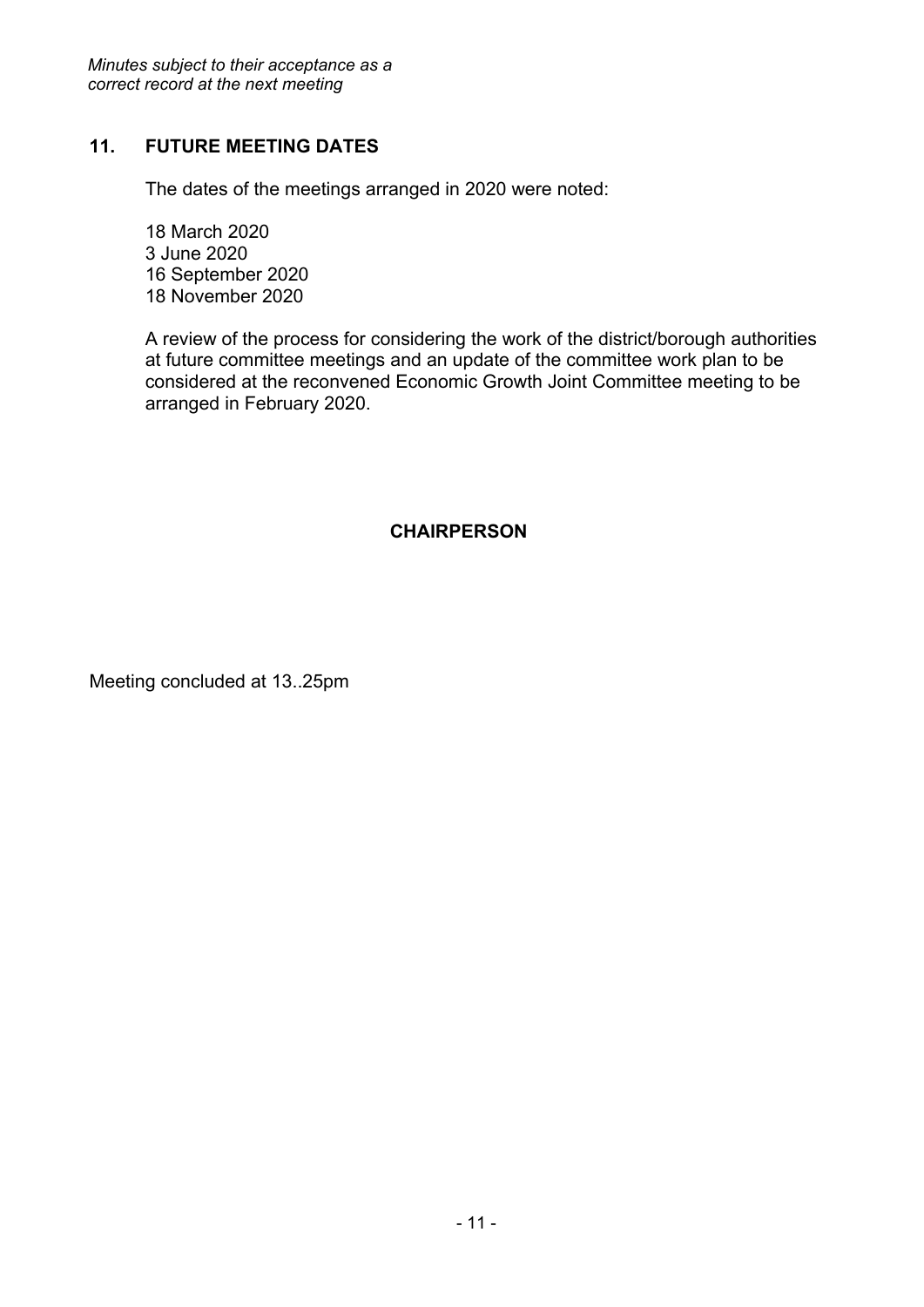*Minutes subject to their acceptance as a correct record at the next meeting*

## 11. FUTURE MEETING DATES

The dates of the meetings arranged in 2020 were noted:

18 March 2020
3 June 2020
16 September 2020
18 November 2020

A review of the process for considering the work of the district/borough authorities at future committee meetings and an update of the committee work plan to be considered at the reconvened Economic Growth Joint Committee meeting to be arranged in February 2020.

**CHAIRPERSON**

Meeting concluded at 13..25pm